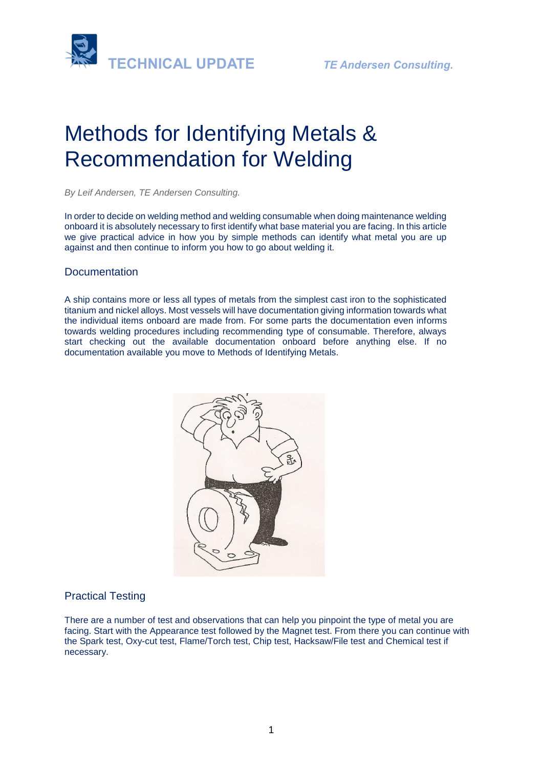TECHNICAL UPDATE

*TE Andersen Consulting.*

# Methods for Identifying Metals & Recommendation for Welding

*By Leif Andersen, TE Andersen Consulting.*

In order to decide on welding method and welding consumable when doing maintenance welding onboard it is absolutely necessary to first identify what base material you are facing. In this article we give practical advice in how you by simple methods can identify what metal you are up against and then continue to inform you how to go about welding it.

## Documentation

A ship contains more or less all types of metals from the simplest cast iron to the sophisticated titanium and nickel alloys. Most vessels will have documentation giving information towards what the individual items onboard are made from. For some parts the documentation even informs towards welding procedures including recommending type of consumable. Therefore, always start checking out the available documentation onboard before anything else. If no documentation available you move to Methods of Identifying Metals.

## Practical Testing

There are a number of test and observations that can help you pinpoint the type of metal you are facing. Start with the Appearance test followed by the Magnet test. From there you can continue with the Spark test, Oxy-cut test, Flame/Torch test, Chip test, Hacksaw/File test and Chemical test if necessary.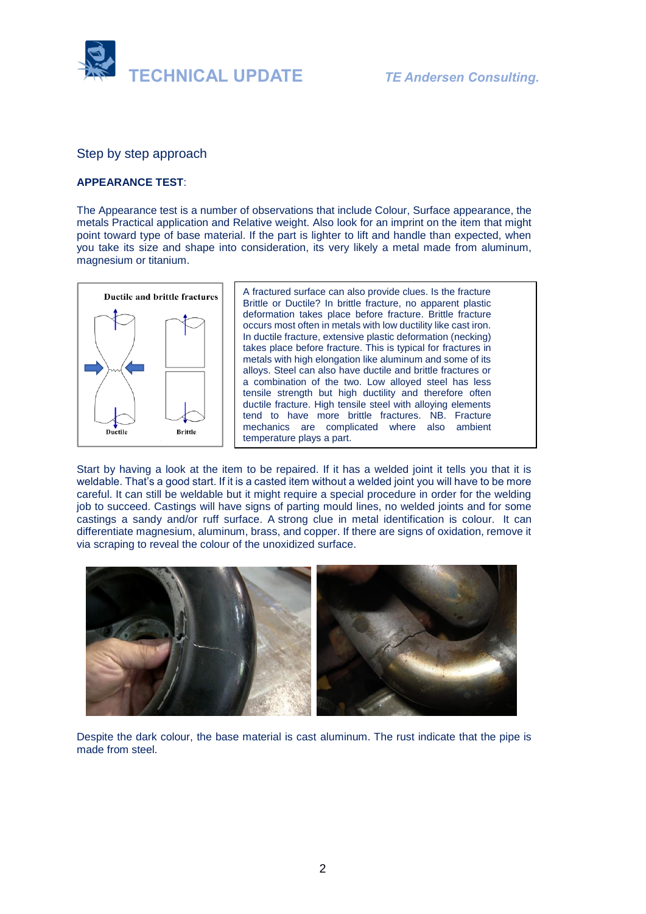Step by step approach

**APPEARANCE TEST**:

The Appearance test is a number of observations that include Colour, Surface appearance, the metals Practical application and Relative weight. Also look for an imprint on the item that might point toward type of base material. If the part is lighter to lift and handle than expected, when you take its size and shape into consideration, its very likely a metal made from aluminum, magnesium or titanium.

A fractured surface can also provide clues. Is the fracture Brittle or Ductile? In brittle fracture, no apparent plastic deformation takes place before fracture. Brittle fracture occurs most often in metals with low ductility like cast iron. In ductile fracture, extensive plastic deformation (necking) takes place before fracture. This is typical for fractures in metals with high elongation like aluminum and some of its alloys. Steel can also have ductile and brittle fractures or a combination of the two. Low alloyed steel has less tensile strength but high ductility and therefore often ductile fracture. High tensile steel with alloying elements tend to have more brittle fractures. NB. Fracture mechanics are complicated where also ambient temperature plays a part.

Start by having a look at the item to be repaired. If it has a welded joint it tells you that it is weldable. That's a good start. If it is a casted item without a welded joint you will have to be more careful. It can still be weldable but it might require a special procedure in order for the welding job to succeed. Castings will have signs of parting mould lines, no welded joints and for some castings a sandy and/or ruff surface. A strong clue in metal identification is colour. It can differentiate magnesium, aluminum, brass, and copper. If there are signs of oxidation, remove it via scraping to reveal the colour of the unoxidized surface.

Despite the dark colour, the base material is cast aluminum. The rust indicate that the pipe is made from steel.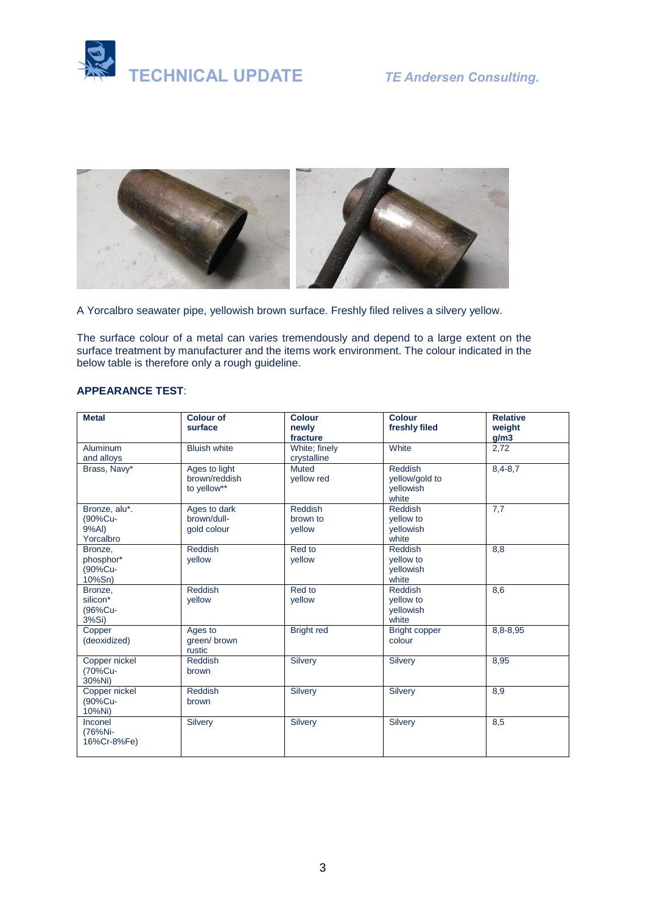A Yorcalbro seawater pipe, yellowish brown surface. Freshly filed relives a silvery yellow.

The surface colour of a metal can varies tremendously and depend to a large extent on the surface treatment by manufacturer and the items work environment. The colour indicated in the below table is therefore only a rough guideline.

**APPEARANCE TEST**:

| **Metal** | **Colour of surface** | **Colour newly fracture** | **Colour freshly filed** | **Relative weight g/m3** |
|---|---|---|---|---|
| Aluminum and alloys | Bluish white | White; finely crystalline | White | 2,72 |
| Brass, Navy* | Ages to light brown/reddish to yellow** | Muted yellow red | Reddish yellow/gold to yellowish white | 8,4-8,7 |
| Bronze, alu*. (90%Cu-9%Al) Yorcalbro | Ages to dark brown/dull-gold colour | Reddish brown to yellow | Reddish yellow to yellowish white | 7,7 |
| Bronze, phosphor* (90%Cu-10%Sn) | Reddish yellow | Red to yellow | Reddish yellow to yellowish white | 8,8 |
| Bronze, silicon* (96%Cu-3%Si) | Reddish yellow | Red to yellow | Reddish yellow to yellowish white | 8,6 |
| Copper (deoxidized) | Ages to green/ brown rustic | Bright red | Bright copper colour | 8,8-8,95 |
| Copper nickel (70%Cu-30%Ni) | Reddish brown | Silvery | Silvery | 8,95 |
| Copper nickel (90%Cu-10%Ni) | Reddish brown | Silvery | Silvery | 8,9 |
| Inconel (76%Ni-16%Cr-8%Fe) | Silvery | Silvery | Silvery | 8,5 |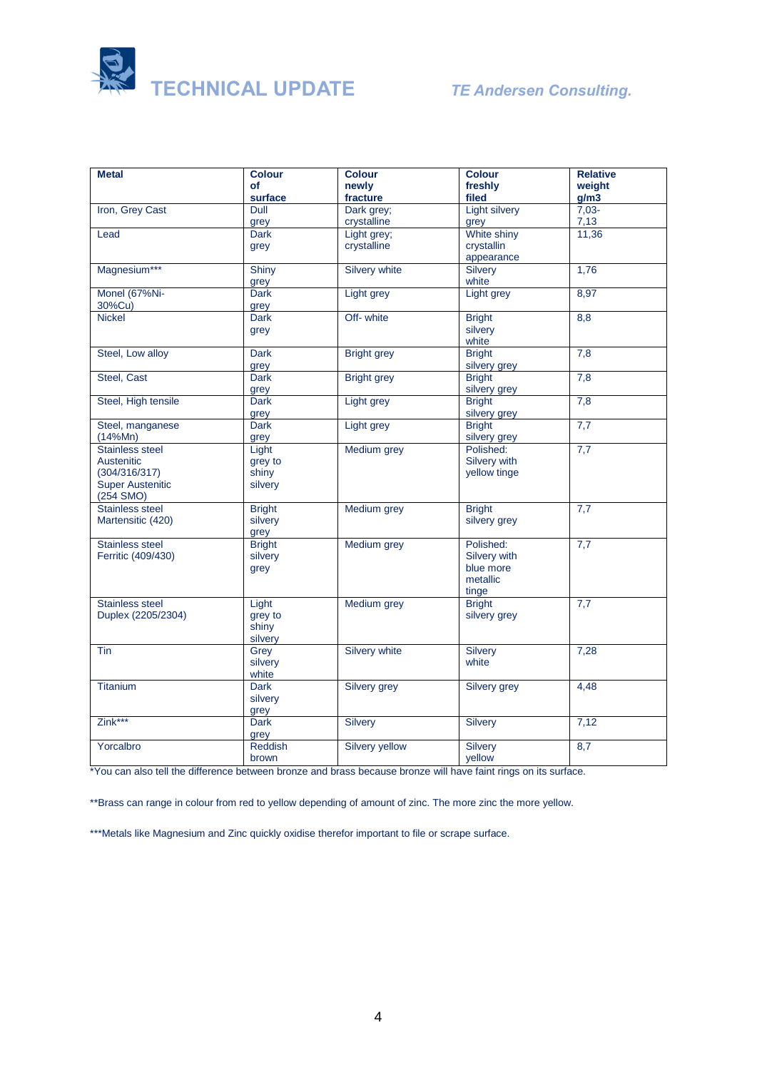| Metal | Colour of surface | Colour newly fracture | Colour freshly filed | Relative weight g/m3 |
|---|---|---|---|---|
| Iron, Grey Cast | Dull grey | Dark grey; crystalline | Light silvery grey | 7,03-7,13 |
| Lead | Dark grey | Light grey; crystalline | White shiny crystallin appearance | 11,36 |
| Magnesium*** | Shiny grey | Silvery white | Silvery white | 1,76 |
| Monel (67%Ni-30%Cu) | Dark grey | Light grey | Light grey | 8,97 |
| Nickel | Dark grey | Off- white | Bright silvery white | 8,8 |
| Steel, Low alloy | Dark grey | Bright grey | Bright silvery grey | 7,8 |
| Steel, Cast | Dark grey | Bright grey | Bright silvery grey | 7,8 |
| Steel, High tensile | Dark grey | Light grey | Bright silvery grey | 7,8 |
| Steel, manganese (14%Mn) | Dark grey | Light grey | Bright silvery grey | 7,7 |
| Stainless steel Austenitic (304/316/317) Super Austenitic (254 SMO) | Light grey to shiny silvery | Medium grey | Polished: Silvery with yellow tinge | 7,7 |
| Stainless steel Martensitic (420) | Bright silvery grey | Medium grey | Bright silvery grey | 7,7 |
| Stainless steel Ferritic (409/430) | Bright silvery grey | Medium grey | Polished: Silvery with blue more metallic tinge | 7,7 |
| Stainless steel Duplex (2205/2304) | Light grey to shiny silvery | Medium grey | Bright silvery grey | 7,7 |
| Tin | Grey silvery white | Silvery white | Silvery white | 7,28 |
| Titanium | Dark silvery grey | Silvery grey | Silvery grey | 4,48 |
| Zink*** | Dark grey | Silvery | Silvery | 7,12 |
| Yorcalbro | Reddish brown | Silvery yellow | Silvery yellow | 8,7 |

*You can also tell the difference between bronze and brass because bronze will have faint rings on its surface.

**Brass can range in colour from red to yellow depending of amount of zinc. The more zinc the more yellow.

***Metals like Magnesium and Zinc quickly oxidise therefor important to file or scrape surface.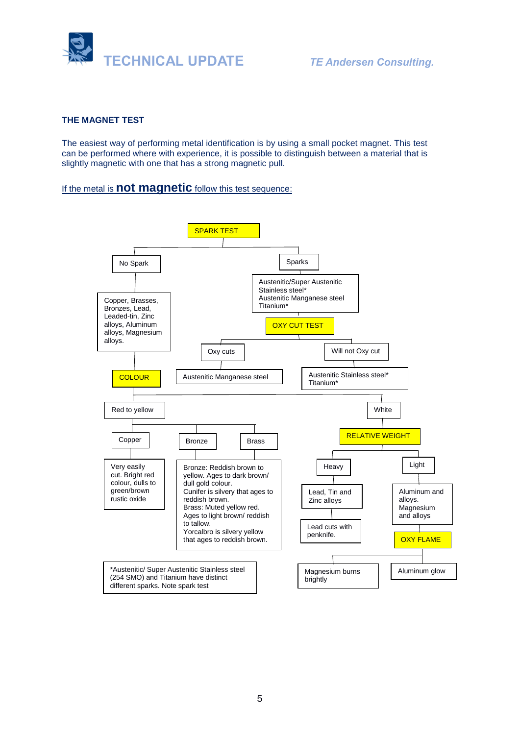## THE MAGNET TEST

The easiest way of performing metal identification is by using a small pocket magnet. This test can be performed where with experience, it is possible to distinguish between a material that is slightly magnetic with one that has a strong magnetic pull.

If the metal is **not magnetic** follow this test sequence:

- **SPARK TEST**
  - **No Spark**: Copper, Brasses, Bronzes, Lead, Leaded-tin, Zinc alloys, Aluminum alloys, Magnesium alloys.
    - **COLOUR**
      - **Red to yellow**
        - **Copper**: Very easily cut. Bright red colour, dulls to green/brown rustic oxide
        - **Bronze** / **Brass**: Bronze: Reddish brown to yellow. Ages to dark brown/ dull gold colour. Cunifer is silvery that ages to reddish brown. Brass: Muted yellow red. Ages to light brown/ reddish to tallow. Yorcalbro is silvery yellow that ages to reddish brown.
      - **White**
        - **RELATIVE WEIGHT**
          - **Heavy**: Lead, Tin and Zinc alloys
            - Lead cuts with penknife.
          - **Light**: Aluminum and alloys. Magnesium and alloys
            - **OXY FLAME**
              - Magnesium burns brightly
              - Aluminum glow
  - **Sparks**: Austenitic/Super Austenitic Stainless steel* Austenitic Manganese steel Titanium*
    - **OXY CUT TEST**
      - **Oxy cuts**: Austenitic Manganese steel
      - **Will not Oxy cut**: Austenitic Stainless steel* Titanium*

*Austenitic/ Super Austenitic Stainless steel (254 SMO) and Titanium have distinct different sparks. Note spark test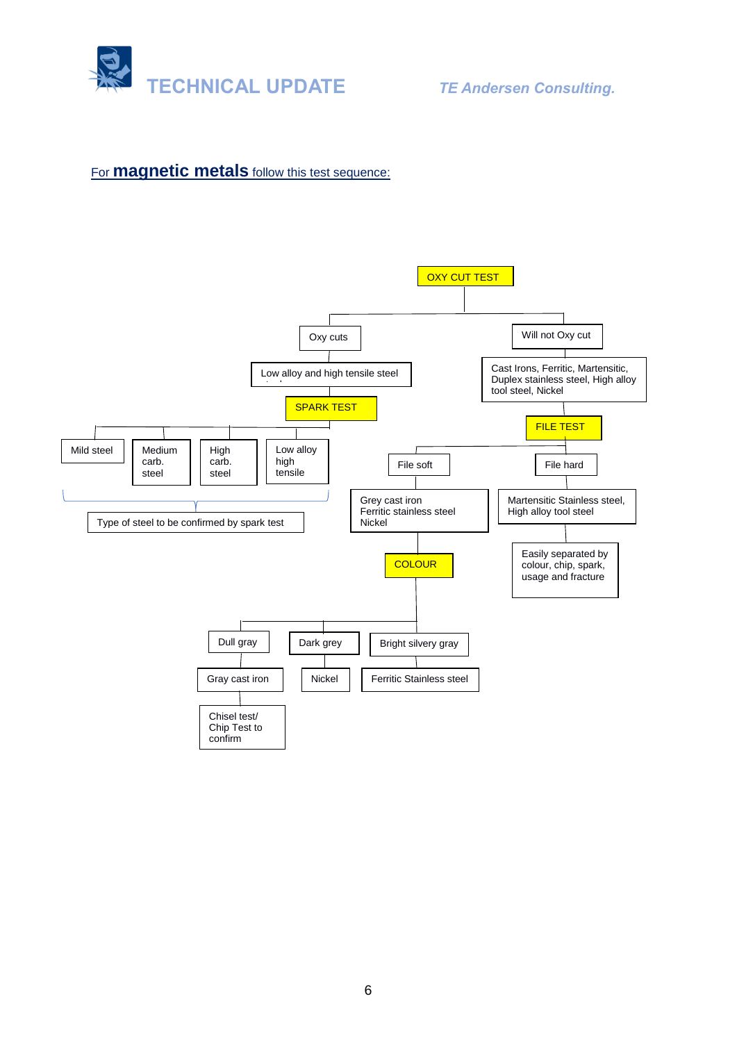For **magnetic metals** follow this test sequence:

- **OXY CUT TEST**
  - Oxy cuts
    - Low alloy and high tensile steel
      - **SPARK TEST**
        - Mild steel
        - Medium carb. steel
        - High carb. steel
        - Low alloy high tensile
        - Type of steel to be confirmed by spark test
  - Will not Oxy cut
    - Cast Irons, Ferritic, Martensitic, Duplex stainless steel, High alloy tool steel, Nickel
      - **FILE TEST**
        - File soft
          - Grey cast iron, Ferritic stainless steel, Nickel
            - **COLOUR**
              - Dull gray
                - Gray cast iron
                  - Chisel test/ Chip Test to confirm
              - Dark grey
                - Nickel
              - Bright silvery gray
                - Ferritic Stainless steel
        - File hard
          - Martensitic Stainless steel, High alloy tool steel
            - Easily separated by colour, chip, spark, usage and fracture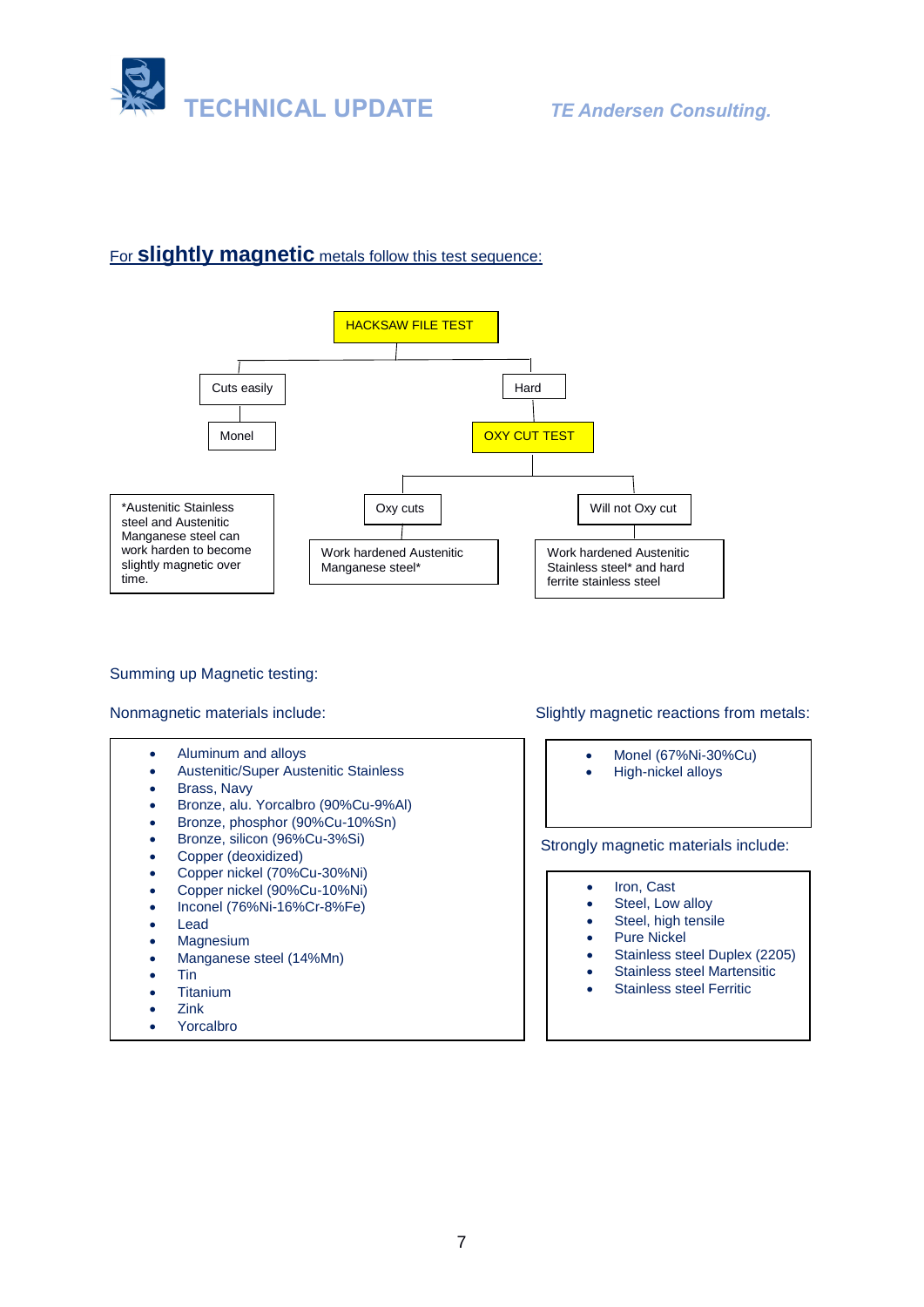## For **slightly magnetic** metals follow this test sequence:

- HACKSAW FILE TEST
  - Cuts easily
    - Monel
  - Hard
    - OXY CUT TEST
      - Oxy cuts
        - Work hardened Austenitic Manganese steel*
      - Will not Oxy cut
        - Work hardened Austenitic Stainless steel* and hard ferrite stainless steel

*Austenitic Stainless steel and Austenitic Manganese steel can work harden to become slightly magnetic over time.

### Summing up Magnetic testing:

**Nonmagnetic materials include:**

- Aluminum and alloys
- Austenitic/Super Austenitic Stainless
- Brass, Navy
- Bronze, alu. Yorcalbro (90%Cu-9%Al)
- Bronze, phosphor (90%Cu-10%Sn)
- Bronze, silicon (96%Cu-3%Si)
- Copper (deoxidized)
- Copper nickel (70%Cu-30%Ni)
- Copper nickel (90%Cu-10%Ni)
- Inconel (76%Ni-16%Cr-8%Fe)
- Lead
- Magnesium
- Manganese steel (14%Mn)
- Tin
- Titanium
- Zink
- Yorcalbro

**Slightly magnetic reactions from metals:**

- Monel (67%Ni-30%Cu)
- High-nickel alloys

**Strongly magnetic materials include:**

- Iron, Cast
- Steel, Low alloy
- Steel, high tensile
- Pure Nickel
- Stainless steel Duplex (2205)
- Stainless steel Martensitic
- Stainless steel Ferritic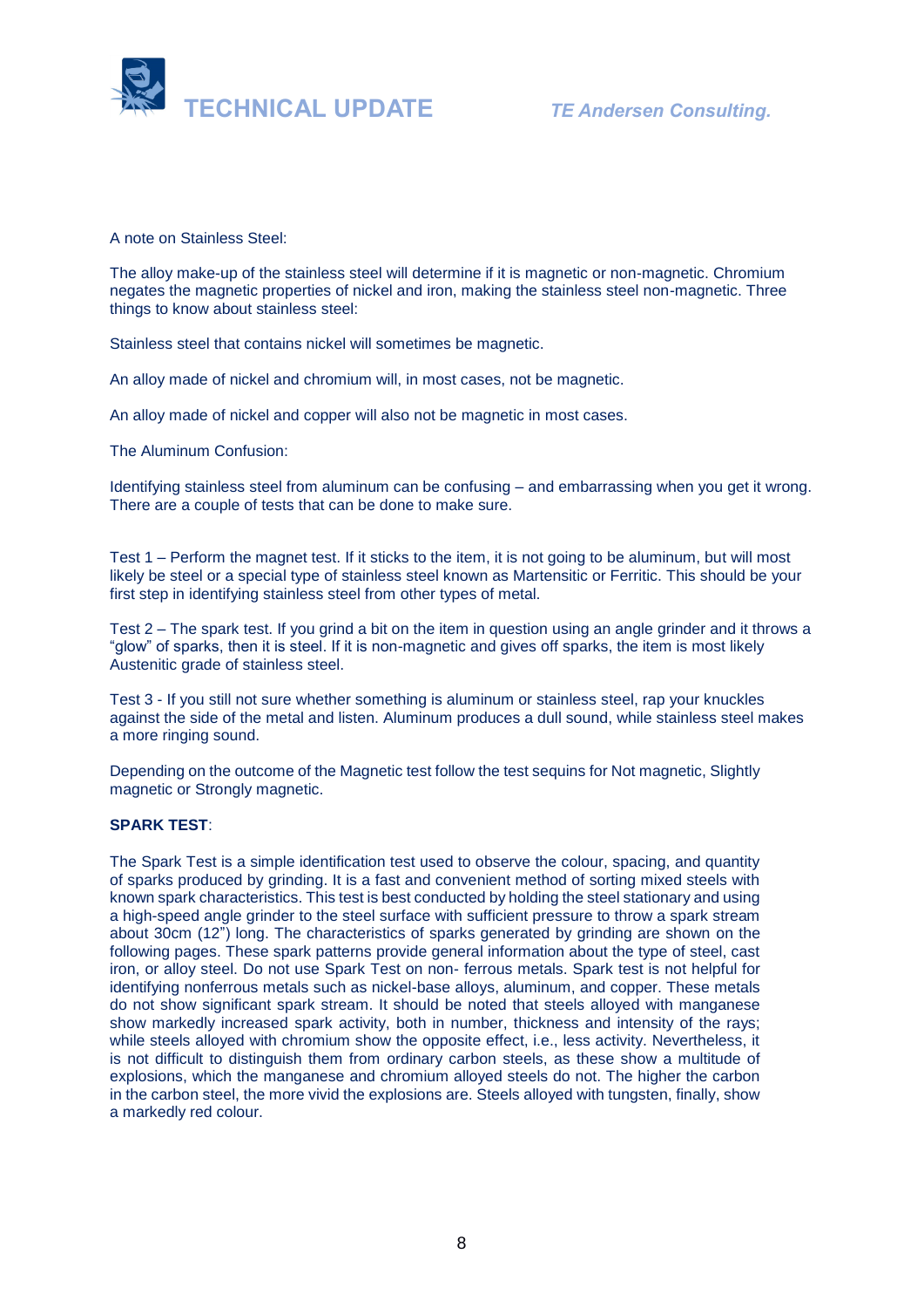A note on Stainless Steel:

The alloy make-up of the stainless steel will determine if it is magnetic or non-magnetic. Chromium negates the magnetic properties of nickel and iron, making the stainless steel non-magnetic. Three things to know about stainless steel:

Stainless steel that contains nickel will sometimes be magnetic.

An alloy made of nickel and chromium will, in most cases, not be magnetic.

An alloy made of nickel and copper will also not be magnetic in most cases.

The Aluminum Confusion:

Identifying stainless steel from aluminum can be confusing – and embarrassing when you get it wrong. There are a couple of tests that can be done to make sure.

Test 1 – Perform the magnet test. If it sticks to the item, it is not going to be aluminum, but will most likely be steel or a special type of stainless steel known as Martensitic or Ferritic. This should be your first step in identifying stainless steel from other types of metal.

Test 2 – The spark test. If you grind a bit on the item in question using an angle grinder and it throws a "glow" of sparks, then it is steel. If it is non-magnetic and gives off sparks, the item is most likely Austenitic grade of stainless steel.

Test 3 - If you still not sure whether something is aluminum or stainless steel, rap your knuckles against the side of the metal and listen. Aluminum produces a dull sound, while stainless steel makes a more ringing sound.

Depending on the outcome of the Magnetic test follow the test sequins for Not magnetic, Slightly magnetic or Strongly magnetic.

**SPARK TEST**:

The Spark Test is a simple identification test used to observe the colour, spacing, and quantity of sparks produced by grinding. It is a fast and convenient method of sorting mixed steels with known spark characteristics. This test is best conducted by holding the steel stationary and using a high-speed angle grinder to the steel surface with sufficient pressure to throw a spark stream about 30cm (12") long. The characteristics of sparks generated by grinding are shown on the following pages. These spark patterns provide general information about the type of steel, cast iron, or alloy steel. Do not use Spark Test on non- ferrous metals. Spark test is not helpful for identifying nonferrous metals such as nickel-base alloys, aluminum, and copper. These metals do not show significant spark stream. It should be noted that steels alloyed with manganese show markedly increased spark activity, both in number, thickness and intensity of the rays; while steels alloyed with chromium show the opposite effect, i.e., less activity. Nevertheless, it is not difficult to distinguish them from ordinary carbon steels, as these show a multitude of explosions, which the manganese and chromium alloyed steels do not. The higher the carbon in the carbon steel, the more vivid the explosions are. Steels alloyed with tungsten, finally, show a markedly red colour.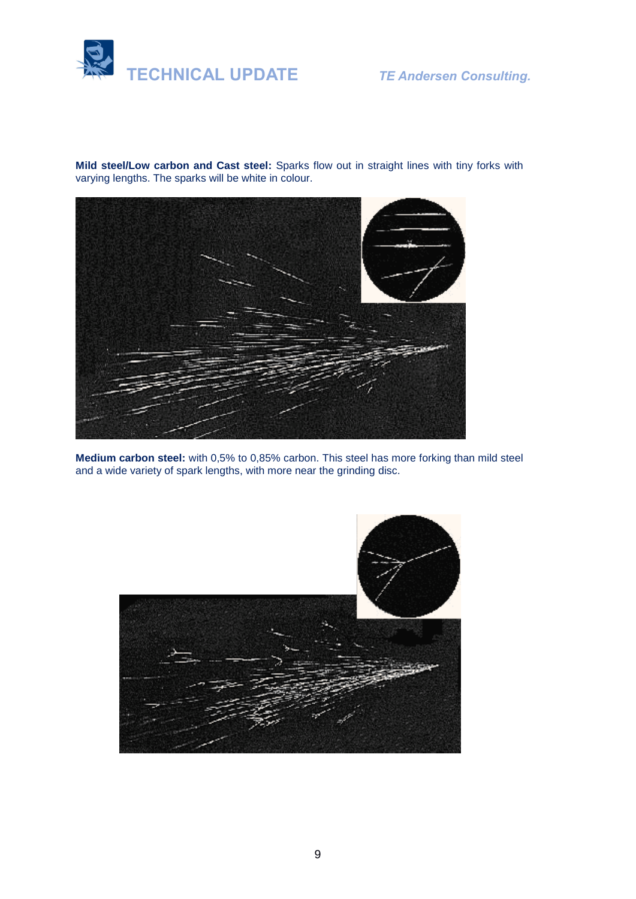**Mild steel/Low carbon and Cast steel:** Sparks flow out in straight lines with tiny forks with varying lengths. The sparks will be white in colour.

**Medium carbon steel:** with 0,5% to 0,85% carbon. This steel has more forking than mild steel and a wide variety of spark lengths, with more near the grinding disc.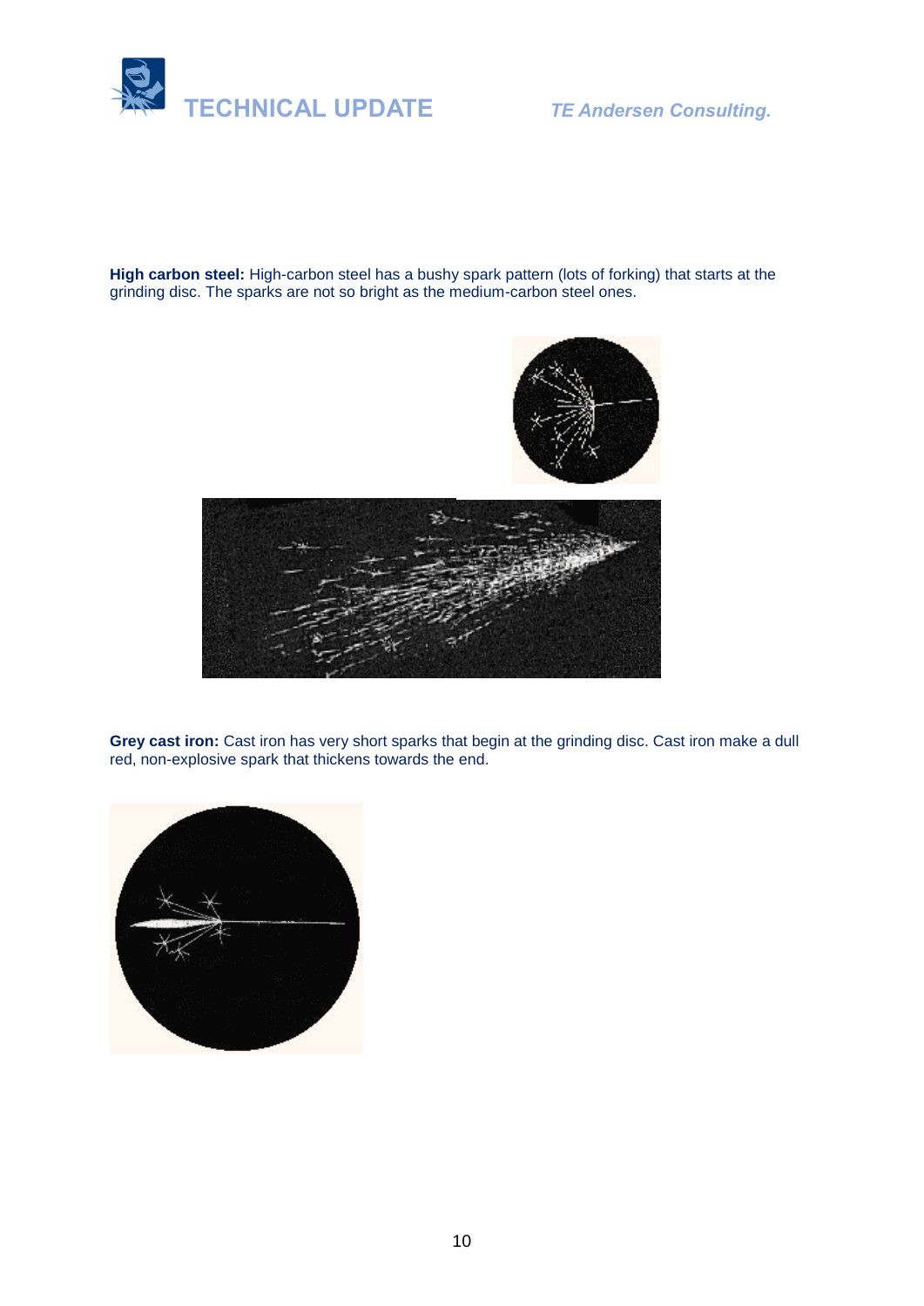**High carbon steel:** High-carbon steel has a bushy spark pattern (lots of forking) that starts at the grinding disc. The sparks are not so bright as the medium-carbon steel ones.

**Grey cast iron:** Cast iron has very short sparks that begin at the grinding disc. Cast iron make a dull red, non-explosive spark that thickens towards the end.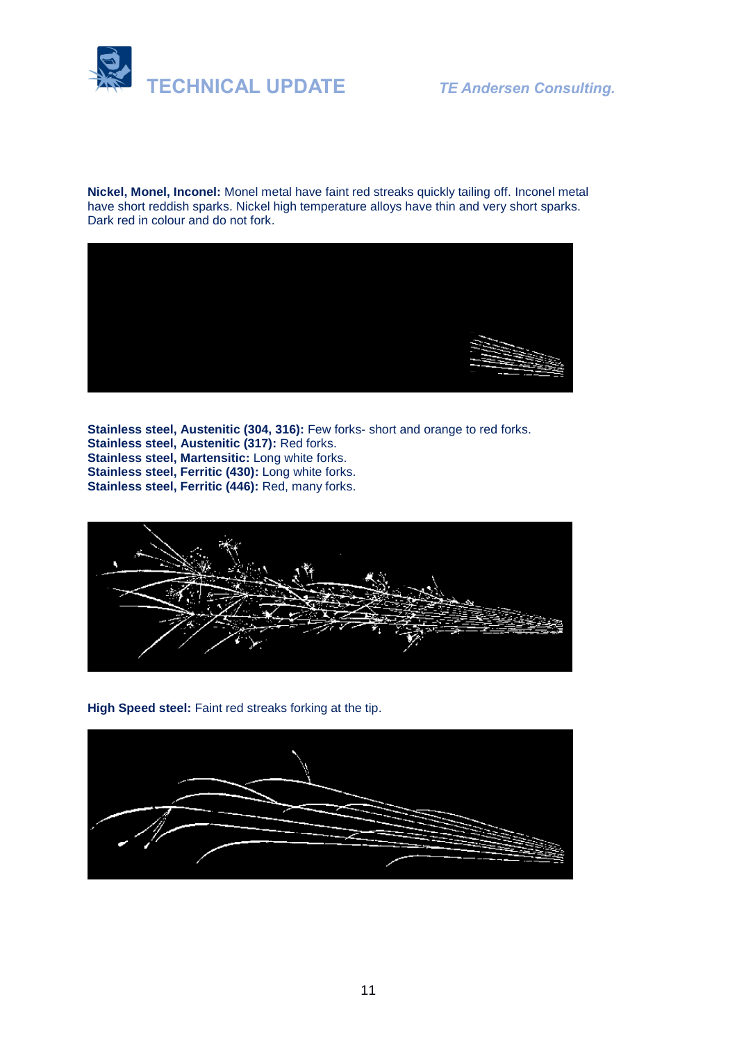**Nickel, Monel, Inconel:** Monel metal have faint red streaks quickly tailing off. Inconel metal have short reddish sparks. Nickel high temperature alloys have thin and very short sparks. Dark red in colour and do not fork.

**Stainless steel, Austenitic (304, 316):** Few forks- short and orange to red forks.
**Stainless steel, Austenitic (317):** Red forks.
**Stainless steel, Martensitic:** Long white forks.
**Stainless steel, Ferritic (430):** Long white forks.
**Stainless steel, Ferritic (446):** Red, many forks.

**High Speed steel:** Faint red streaks forking at the tip.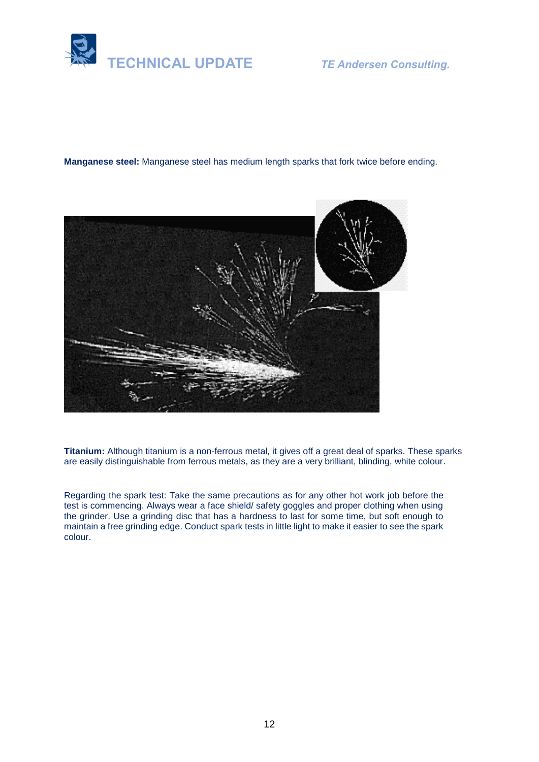**Manganese steel:** Manganese steel has medium length sparks that fork twice before ending.

**Titanium:** Although titanium is a non-ferrous metal, it gives off a great deal of sparks. These sparks are easily distinguishable from ferrous metals, as they are a very brilliant, blinding, white colour.

Regarding the spark test: Take the same precautions as for any other hot work job before the test is commencing. Always wear a face shield/ safety goggles and proper clothing when using the grinder. Use a grinding disc that has a hardness to last for some time, but soft enough to maintain a free grinding edge. Conduct spark tests in little light to make it easier to see the spark colour.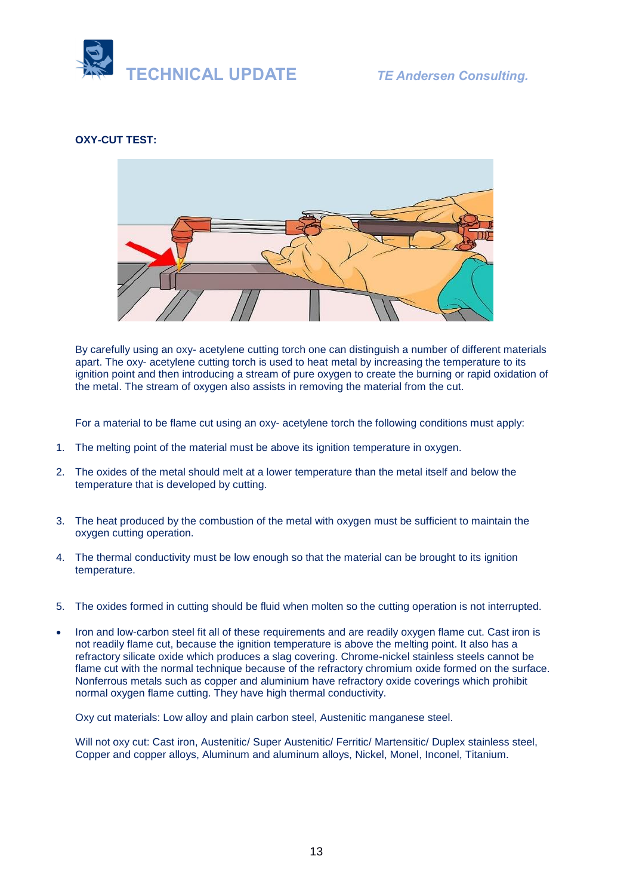**OXY-CUT TEST:**

By carefully using an oxy- acetylene cutting torch one can distinguish a number of different materials apart. The oxy- acetylene cutting torch is used to heat metal by increasing the temperature to its ignition point and then introducing a stream of pure oxygen to create the burning or rapid oxidation of the metal. The stream of oxygen also assists in removing the material from the cut.

For a material to be flame cut using an oxy- acetylene torch the following conditions must apply:

1. The melting point of the material must be above its ignition temperature in oxygen.
2. The oxides of the metal should melt at a lower temperature than the metal itself and below the temperature that is developed by cutting.
3. The heat produced by the combustion of the metal with oxygen must be sufficient to maintain the oxygen cutting operation.
4. The thermal conductivity must be low enough so that the material can be brought to its ignition temperature.
5. The oxides formed in cutting should be fluid when molten so the cutting operation is not interrupted.

- Iron and low-carbon steel fit all of these requirements and are readily oxygen flame cut. Cast iron is not readily flame cut, because the ignition temperature is above the melting point. It also has a refractory silicate oxide which produces a slag covering. Chrome-nickel stainless steels cannot be flame cut with the normal technique because of the refractory chromium oxide formed on the surface. Nonferrous metals such as copper and aluminium have refractory oxide coverings which prohibit normal oxygen flame cutting. They have high thermal conductivity.

Oxy cut materials: Low alloy and plain carbon steel, Austenitic manganese steel.

Will not oxy cut: Cast iron, Austenitic/ Super Austenitic/ Ferritic/ Martensitic/ Duplex stainless steel, Copper and copper alloys, Aluminum and aluminum alloys, Nickel, Monel, Inconel, Titanium.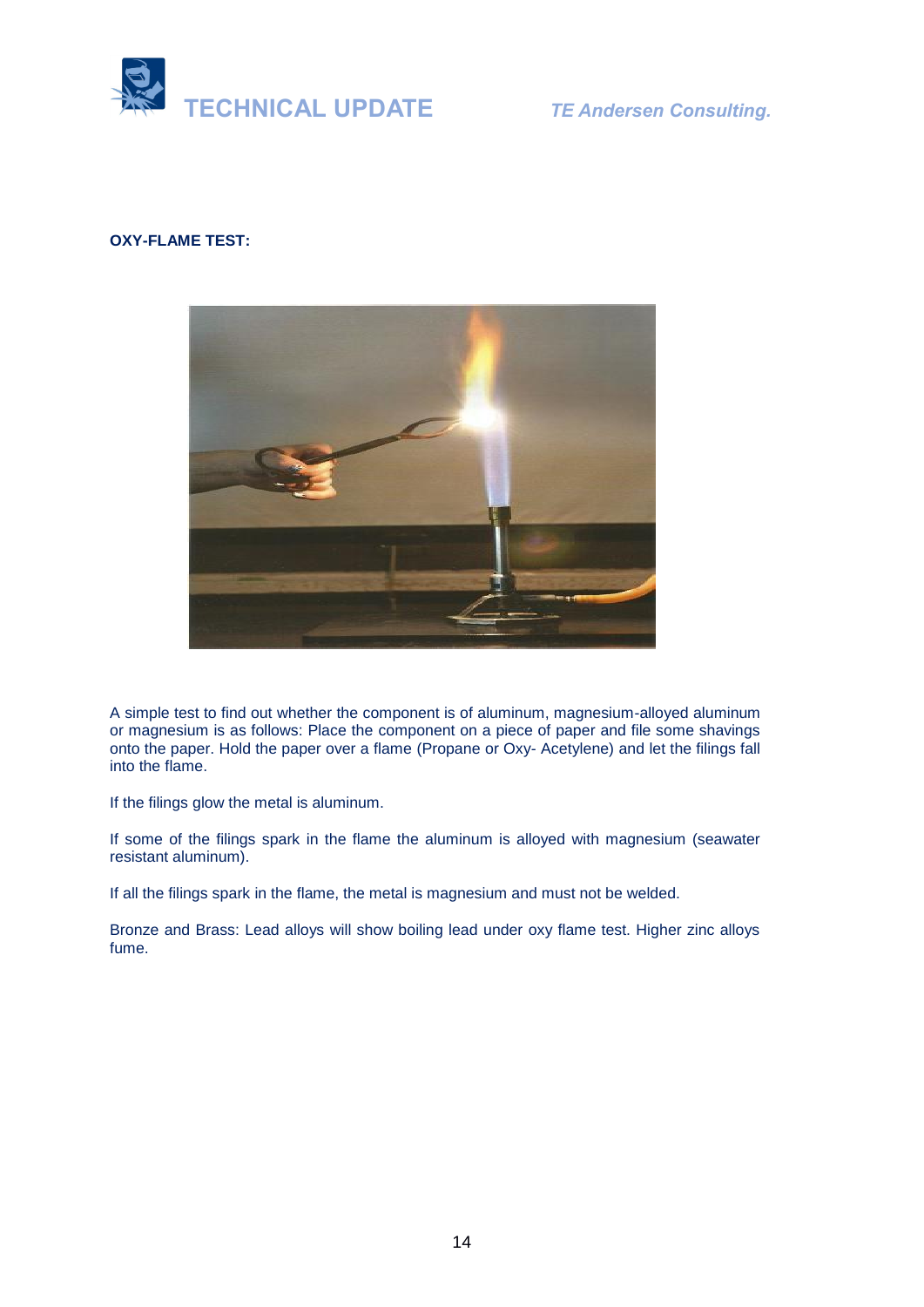**OXY-FLAME TEST:**

A simple test to find out whether the component is of aluminum, magnesium-alloyed aluminum or magnesium is as follows: Place the component on a piece of paper and file some shavings onto the paper. Hold the paper over a flame (Propane or Oxy- Acetylene) and let the filings fall into the flame.

If the filings glow the metal is aluminum.

If some of the filings spark in the flame the aluminum is alloyed with magnesium (seawater resistant aluminum).

If all the filings spark in the flame, the metal is magnesium and must not be welded.

Bronze and Brass: Lead alloys will show boiling lead under oxy flame test. Higher zinc alloys fume.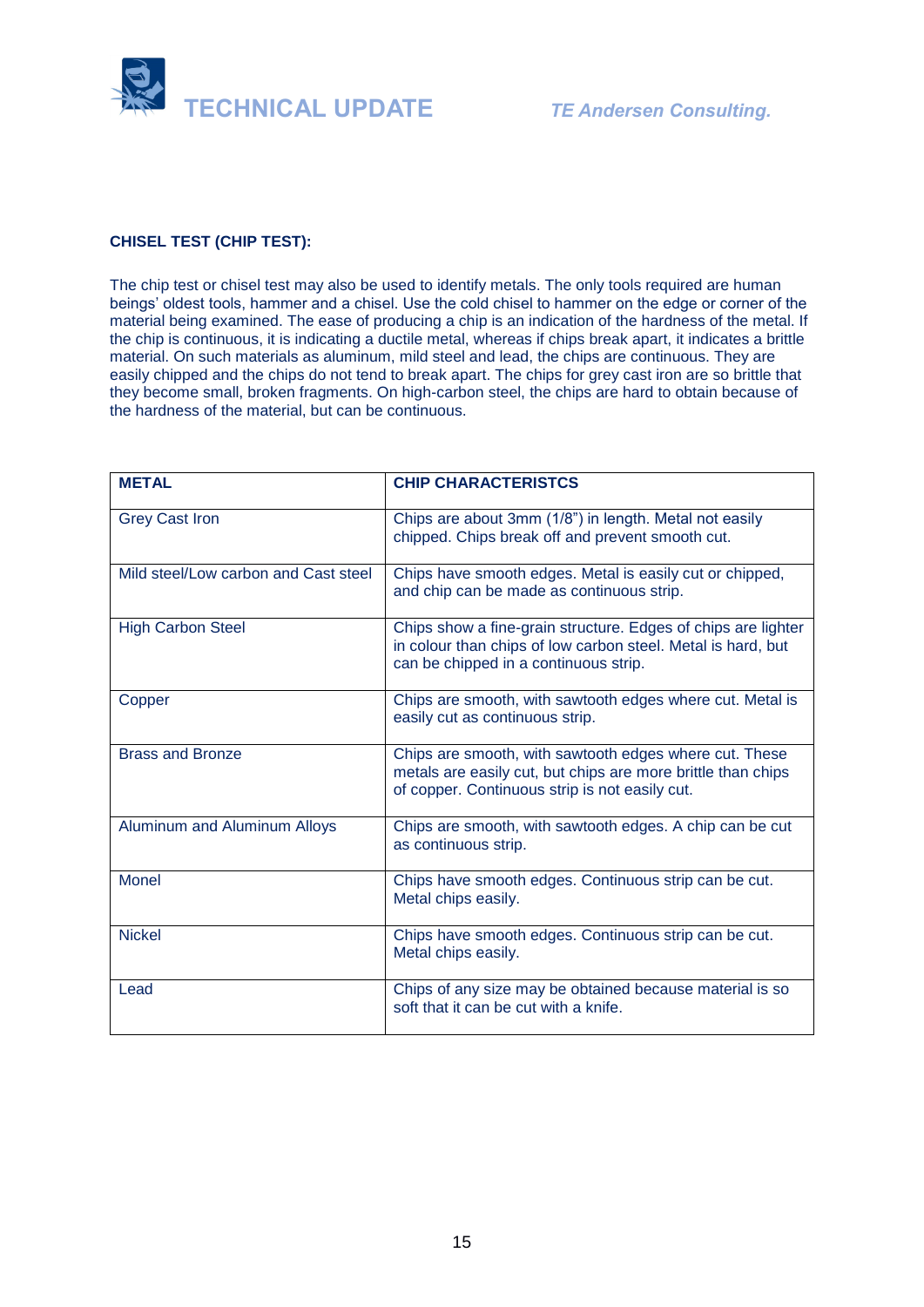**CHISEL TEST (CHIP TEST):**

The chip test or chisel test may also be used to identify metals. The only tools required are human beings' oldest tools, hammer and a chisel. Use the cold chisel to hammer on the edge or corner of the material being examined. The ease of producing a chip is an indication of the hardness of the metal. If the chip is continuous, it is indicating a ductile metal, whereas if chips break apart, it indicates a brittle material. On such materials as aluminum, mild steel and lead, the chips are continuous. They are easily chipped and the chips do not tend to break apart. The chips for grey cast iron are so brittle that they become small, broken fragments. On high-carbon steel, the chips are hard to obtain because of the hardness of the material, but can be continuous.

| METAL | CHIP CHARACTERISTCS |
|---|---|
| Grey Cast Iron | Chips are about 3mm (1/8") in length. Metal not easily chipped. Chips break off and prevent smooth cut. |
| Mild steel/Low carbon and Cast steel | Chips have smooth edges. Metal is easily cut or chipped, and chip can be made as continuous strip. |
| High Carbon Steel | Chips show a fine-grain structure. Edges of chips are lighter in colour than chips of low carbon steel. Metal is hard, but can be chipped in a continuous strip. |
| Copper | Chips are smooth, with sawtooth edges where cut. Metal is easily cut as continuous strip. |
| Brass and Bronze | Chips are smooth, with sawtooth edges where cut. These metals are easily cut, but chips are more brittle than chips of copper. Continuous strip is not easily cut. |
| Aluminum and Aluminum Alloys | Chips are smooth, with sawtooth edges. A chip can be cut as continuous strip. |
| Monel | Chips have smooth edges. Continuous strip can be cut. Metal chips easily. |
| Nickel | Chips have smooth edges. Continuous strip can be cut. Metal chips easily. |
| Lead | Chips of any size may be obtained because material is so soft that it can be cut with a knife. |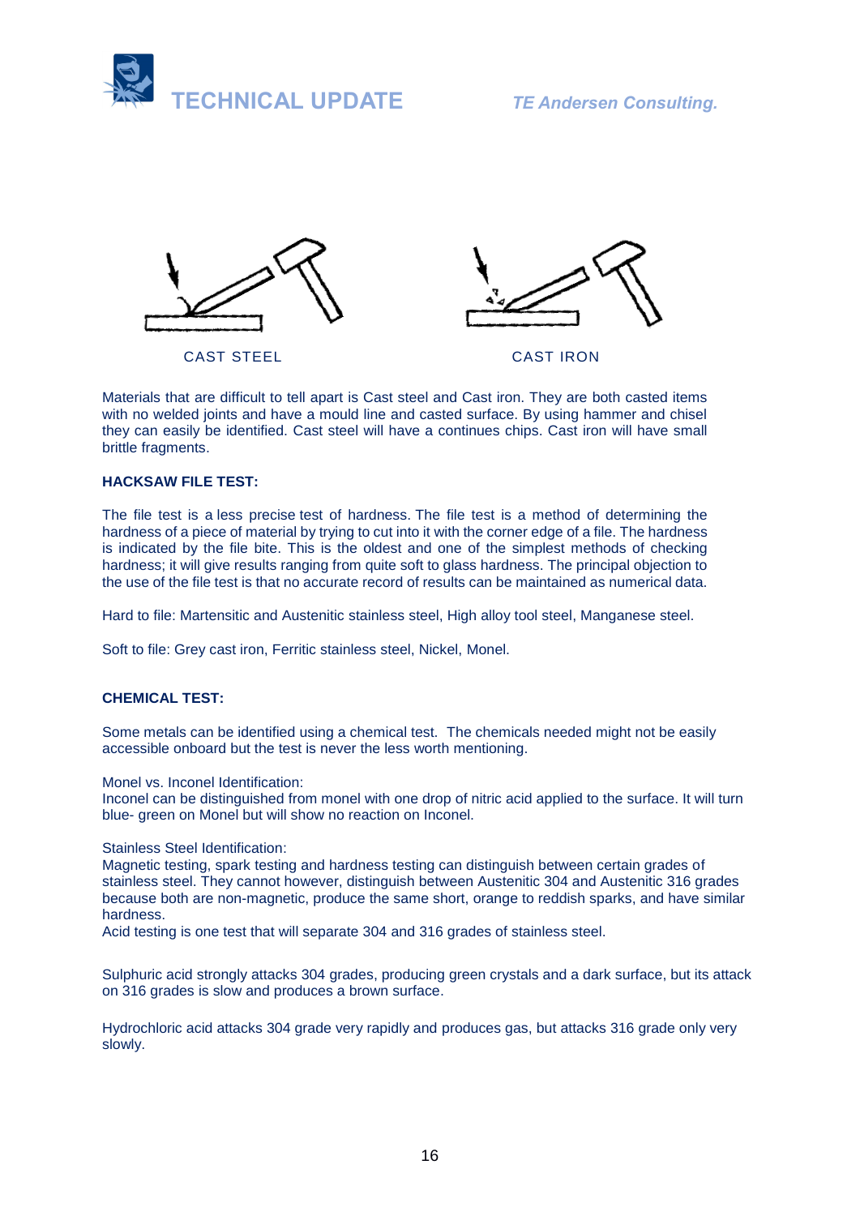CAST STEEL

CAST IRON

Materials that are difficult to tell apart is Cast steel and Cast iron. They are both casted items with no welded joints and have a mould line and casted surface. By using hammer and chisel they can easily be identified. Cast steel will have a continues chips. Cast iron will have small brittle fragments.

**HACKSAW FILE TEST:**

The file test is a less precise test of hardness. The file test is a method of determining the hardness of a piece of material by trying to cut into it with the corner edge of a file. The hardness is indicated by the file bite. This is the oldest and one of the simplest methods of checking hardness; it will give results ranging from quite soft to glass hardness. The principal objection to the use of the file test is that no accurate record of results can be maintained as numerical data.

Hard to file: Martensitic and Austenitic stainless steel, High alloy tool steel, Manganese steel.

Soft to file: Grey cast iron, Ferritic stainless steel, Nickel, Monel.

**CHEMICAL TEST:**

Some metals can be identified using a chemical test. The chemicals needed might not be easily accessible onboard but the test is never the less worth mentioning.

Monel vs. Inconel Identification:
Inconel can be distinguished from monel with one drop of nitric acid applied to the surface. It will turn blue- green on Monel but will show no reaction on Inconel.

Stainless Steel Identification:
Magnetic testing, spark testing and hardness testing can distinguish between certain grades of stainless steel. They cannot however, distinguish between Austenitic 304 and Austenitic 316 grades because both are non-magnetic, produce the same short, orange to reddish sparks, and have similar hardness.
Acid testing is one test that will separate 304 and 316 grades of stainless steel.

Sulphuric acid strongly attacks 304 grades, producing green crystals and a dark surface, but its attack on 316 grades is slow and produces a brown surface.

Hydrochloric acid attacks 304 grade very rapidly and produces gas, but attacks 316 grade only very slowly.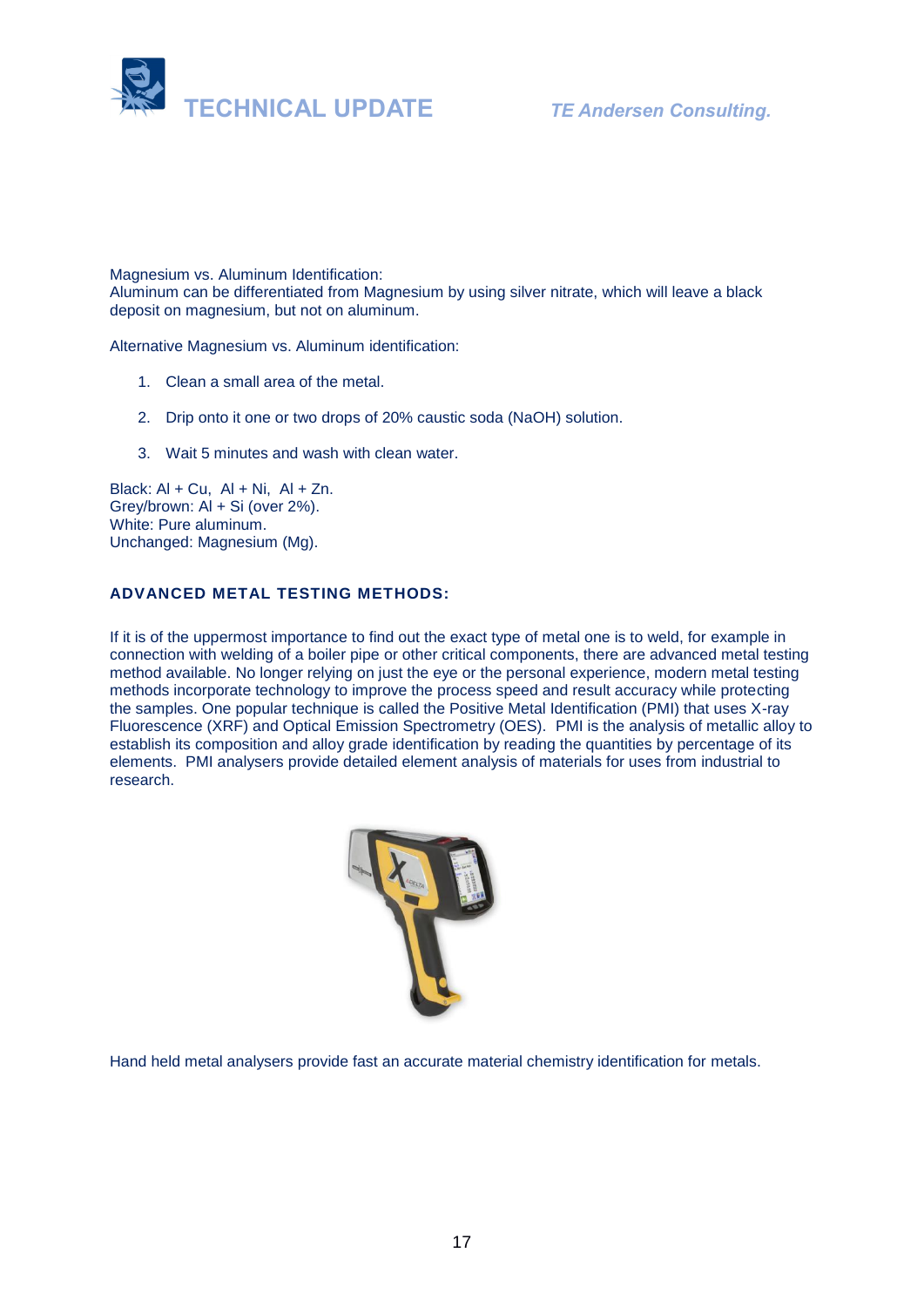Magnesium vs. Aluminum Identification:
Aluminum can be differentiated from Magnesium by using silver nitrate, which will leave a black deposit on magnesium, but not on aluminum.

Alternative Magnesium vs. Aluminum identification:

1. Clean a small area of the metal.
2. Drip onto it one or two drops of 20% caustic soda (NaOH) solution.
3. Wait 5 minutes and wash with clean water.

Black: Al + Cu, Al + Ni, Al + Zn.
Grey/brown: Al + Si (over 2%).
White: Pure aluminum.
Unchanged: Magnesium (Mg).

### ADVANCED METAL TESTING METHODS:

If it is of the uppermost importance to find out the exact type of metal one is to weld, for example in connection with welding of a boiler pipe or other critical components, there are advanced metal testing method available. No longer relying on just the eye or the personal experience, modern metal testing methods incorporate technology to improve the process speed and result accuracy while protecting the samples. One popular technique is called the Positive Metal Identification (PMI) that uses X-ray Fluorescence (XRF) and Optical Emission Spectrometry (OES). PMI is the analysis of metallic alloy to establish its composition and alloy grade identification by reading the quantities by percentage of its elements. PMI analysers provide detailed element analysis of materials for uses from industrial to research.

Hand held metal analysers provide fast an accurate material chemistry identification for metals.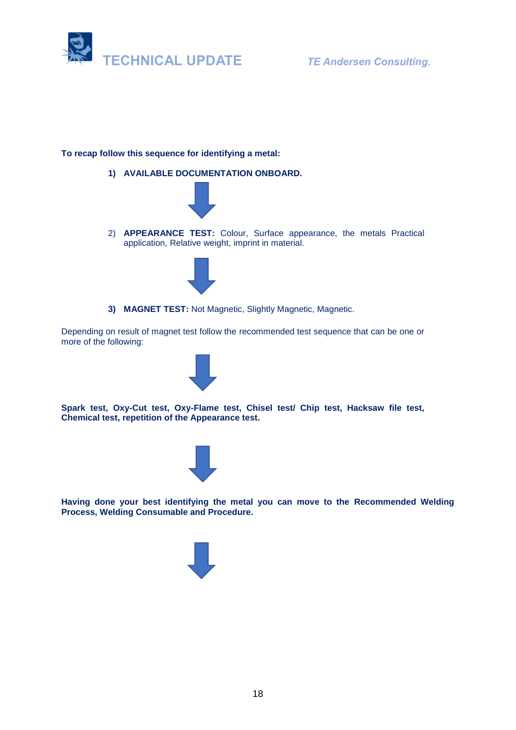**To recap follow this sequence for identifying a metal:**

1) **AVAILABLE DOCUMENTATION ONBOARD.**

↓

2) **APPEARANCE TEST:** Colour, Surface appearance, the metals Practical application, Relative weight, imprint in material.

↓

3) **MAGNET TEST:** Not Magnetic, Slightly Magnetic, Magnetic.

Depending on result of magnet test follow the recommended test sequence that can be one or more of the following:

↓

**Spark test, Oxy-Cut test, Oxy-Flame test, Chisel test/ Chip test, Hacksaw file test, Chemical test, repetition of the Appearance test.**

↓

**Having done your best identifying the metal you can move to the Recommended Welding Process, Welding Consumable and Procedure.**

↓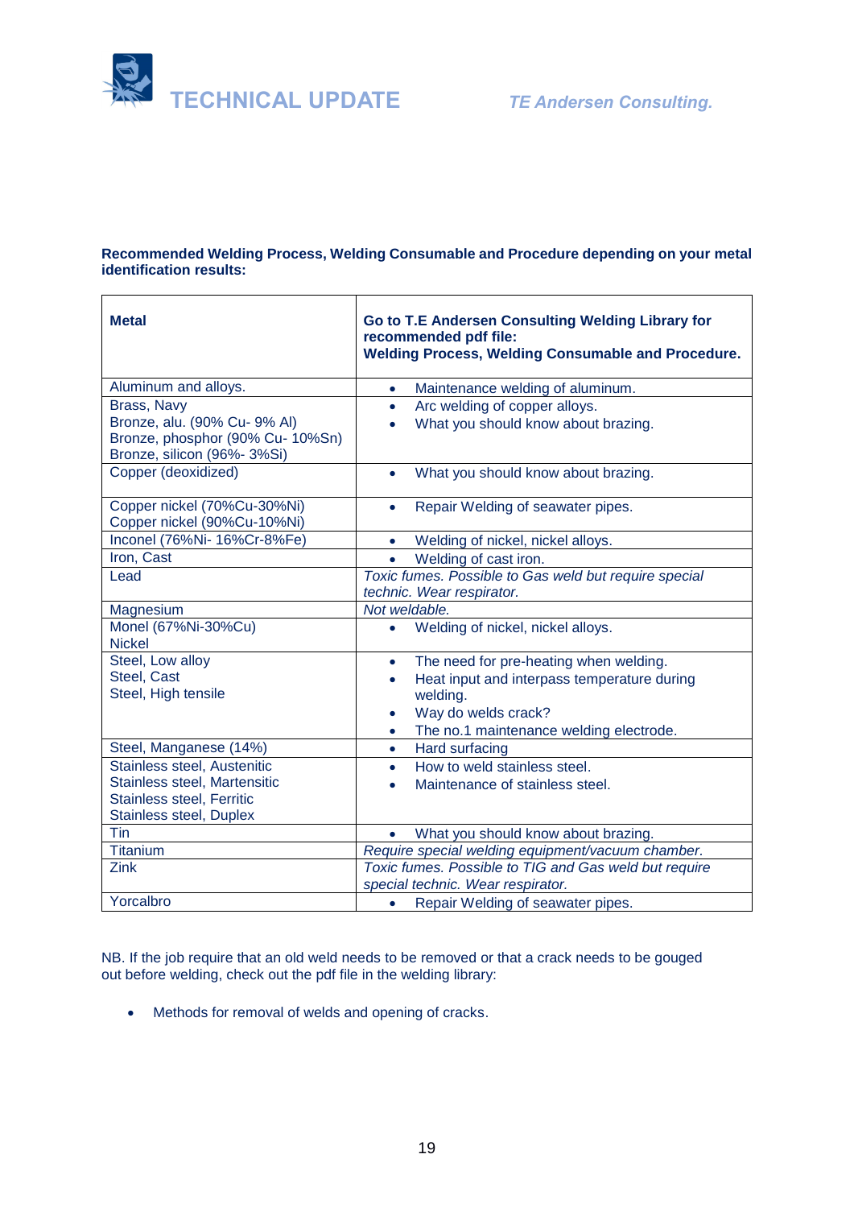**Recommended Welding Process, Welding Consumable and Procedure depending on your metal identification results:**

| **Metal** | **Go to T.E Andersen Consulting Welding Library for recommended pdf file:**<br>**Welding Process, Welding Consumable and Procedure.** |
|---|---|
| Aluminum and alloys. | • Maintenance welding of aluminum. |
| Brass, Navy<br>Bronze, alu. (90% Cu- 9% Al)<br>Bronze, phosphor (90% Cu- 10%Sn)<br>Bronze, silicon (96%- 3%Si) | • Arc welding of copper alloys.<br>• What you should know about brazing. |
| Copper (deoxidized) | • What you should know about brazing. |
| Copper nickel (70%Cu-30%Ni)<br>Copper nickel (90%Cu-10%Ni) | • Repair Welding of seawater pipes. |
| Inconel (76%Ni- 16%Cr-8%Fe) | • Welding of nickel, nickel alloys. |
| Iron, Cast | • Welding of cast iron. |
| Lead | *Toxic fumes. Possible to Gas weld but require special technic. Wear respirator.* |
| Magnesium | *Not weldable.* |
| Monel (67%Ni-30%Cu)<br>Nickel | • Welding of nickel, nickel alloys. |
| Steel, Low alloy<br>Steel, Cast<br>Steel, High tensile | • The need for pre-heating when welding.<br>• Heat input and interpass temperature during welding.<br>• Way do welds crack?<br>• The no.1 maintenance welding electrode. |
| Steel, Manganese (14%) | • Hard surfacing |
| Stainless steel, Austenitic<br>Stainless steel, Martensitic<br>Stainless steel, Ferritic<br>Stainless steel, Duplex | • How to weld stainless steel.<br>• Maintenance of stainless steel. |
| Tin | • What you should know about brazing. |
| Titanium | *Require special welding equipment/vacuum chamber.* |
| Zink | *Toxic fumes. Possible to TIG and Gas weld but require special technic. Wear respirator.* |
| Yorcalbro | • Repair Welding of seawater pipes. |

NB. If the job require that an old weld needs to be removed or that a crack needs to be gouged out before welding, check out the pdf file in the welding library:

- Methods for removal of welds and opening of cracks.